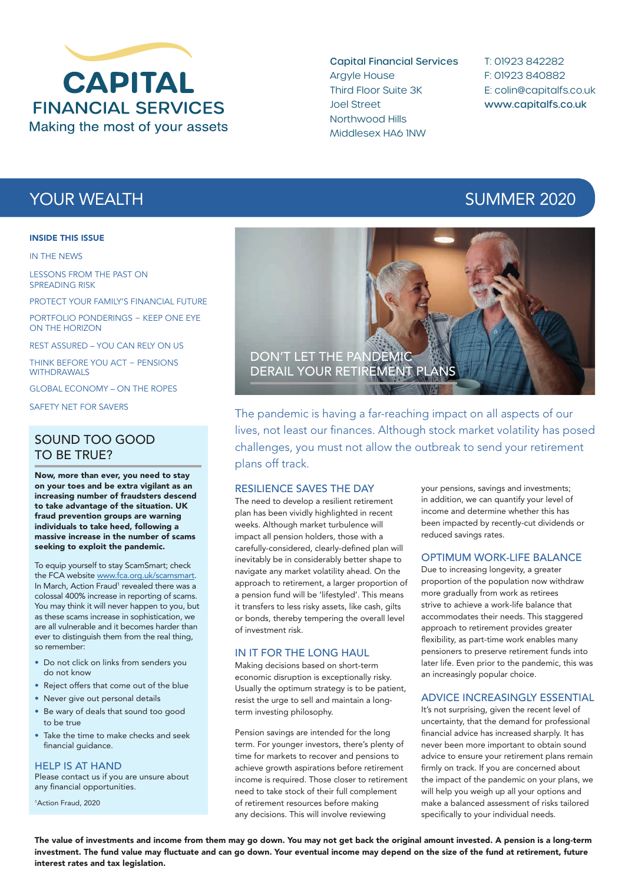# CAPITAL FINANCIAL SERVICES

Making the most of your assets

**Capital Financial Services**
Argyle House
Third Floor Suite 3K
Joel Street
Northwood Hills
Middlesex HA6 1NW

T: 01923 842282
F: 01923 840882
E: colin@capitalfs.co.uk
**www.capitalfs.co.uk**

## YOUR WEALTH — SUMMER 2020

**INSIDE THIS ISSUE**

- IN THE NEWS
- LESSONS FROM THE PAST ON SPREADING RISK
- PROTECT YOUR FAMILY'S FINANCIAL FUTURE
- PORTFOLIO PONDERINGS – KEEP ONE EYE ON THE HORIZON
- REST ASSURED – YOU CAN RELY ON US
- THINK BEFORE YOU ACT – PENSIONS WITHDRAWALS
- GLOBAL ECONOMY – ON THE ROPES
- SAFETY NET FOR SAVERS

## SOUND TOO GOOD TO BE TRUE?

**Now, more than ever, you need to stay on your toes and be extra vigilant as an increasing number of fraudsters descend to take advantage of the situation. UK fraud prevention groups are warning individuals to take heed, following a massive increase in the number of scams seeking to exploit the pandemic.**

To equip yourself to stay ScamSmart; check the FCA website www.fca.org.uk/scamsmart. In March, Action Fraud[1] revealed there was a colossal 400% increase in reporting of scams. You may think it will never happen to you, but as these scams increase in sophistication, we are all vulnerable and it becomes harder than ever to distinguish them from the real thing, so remember:

- Do not click on links from senders you do not know
- Reject offers that come out of the blue
- Never give out personal details
- Be wary of deals that sound too good to be true
- Take the time to make checks and seek financial guidance.

### HELP IS AT HAND

Please contact us if you are unsure about any financial opportunities.

[1]Action Fraud, 2020

## DON'T LET THE PANDEMIC DERAIL YOUR RETIREMENT PLANS

The pandemic is having a far-reaching impact on all aspects of our lives, not least our finances. Although stock market volatility has posed challenges, you must not allow the outbreak to send your retirement plans off track.

### RESILIENCE SAVES THE DAY

The need to develop a resilient retirement plan has been vividly highlighted in recent weeks. Although market turbulence will impact all pension holders, those with a carefully-considered, clearly-defined plan will inevitably be in considerably better shape to navigate any market volatility ahead. On the approach to retirement, a larger proportion of a pension fund will be 'lifestyled'. This means it transfers to less risky assets, like cash, gilts or bonds, thereby tempering the overall level of investment risk.

### IN IT FOR THE LONG HAUL

Making decisions based on short-term economic disruption is exceptionally risky. Usually the optimum strategy is to be patient, resist the urge to sell and maintain a long-term investing philosophy.

Pension savings are intended for the long term. For younger investors, there's plenty of time for markets to recover and pensions to achieve growth aspirations before retirement income is required. Those closer to retirement need to take stock of their full complement of retirement resources before making any decisions. This will involve reviewing your pensions, savings and investments; in addition, we can quantify your level of income and determine whether this has been impacted by recently-cut dividends or reduced savings rates.

### OPTIMUM WORK-LIFE BALANCE

Due to increasing longevity, a greater proportion of the population now withdraw more gradually from work as retirees strive to achieve a work-life balance that accommodates their needs. This staggered approach to retirement provides greater flexibility, as part-time work enables many pensioners to preserve retirement funds into later life. Even prior to the pandemic, this was an increasingly popular choice.

### ADVICE INCREASINGLY ESSENTIAL

It's not surprising, given the recent level of uncertainty, that the demand for professional financial advice has increased sharply. It has never been more important to obtain sound advice to ensure your retirement plans remain firmly on track. If you are concerned about the impact of the pandemic on your plans, we will help you weigh up all your options and make a balanced assessment of risks tailored specifically to your individual needs.

**The value of investments and income from them may go down. You may not get back the original amount invested. A pension is a long-term investment. The fund value may fluctuate and can go down. Your eventual income may depend on the size of the fund at retirement, future interest rates and tax legislation.**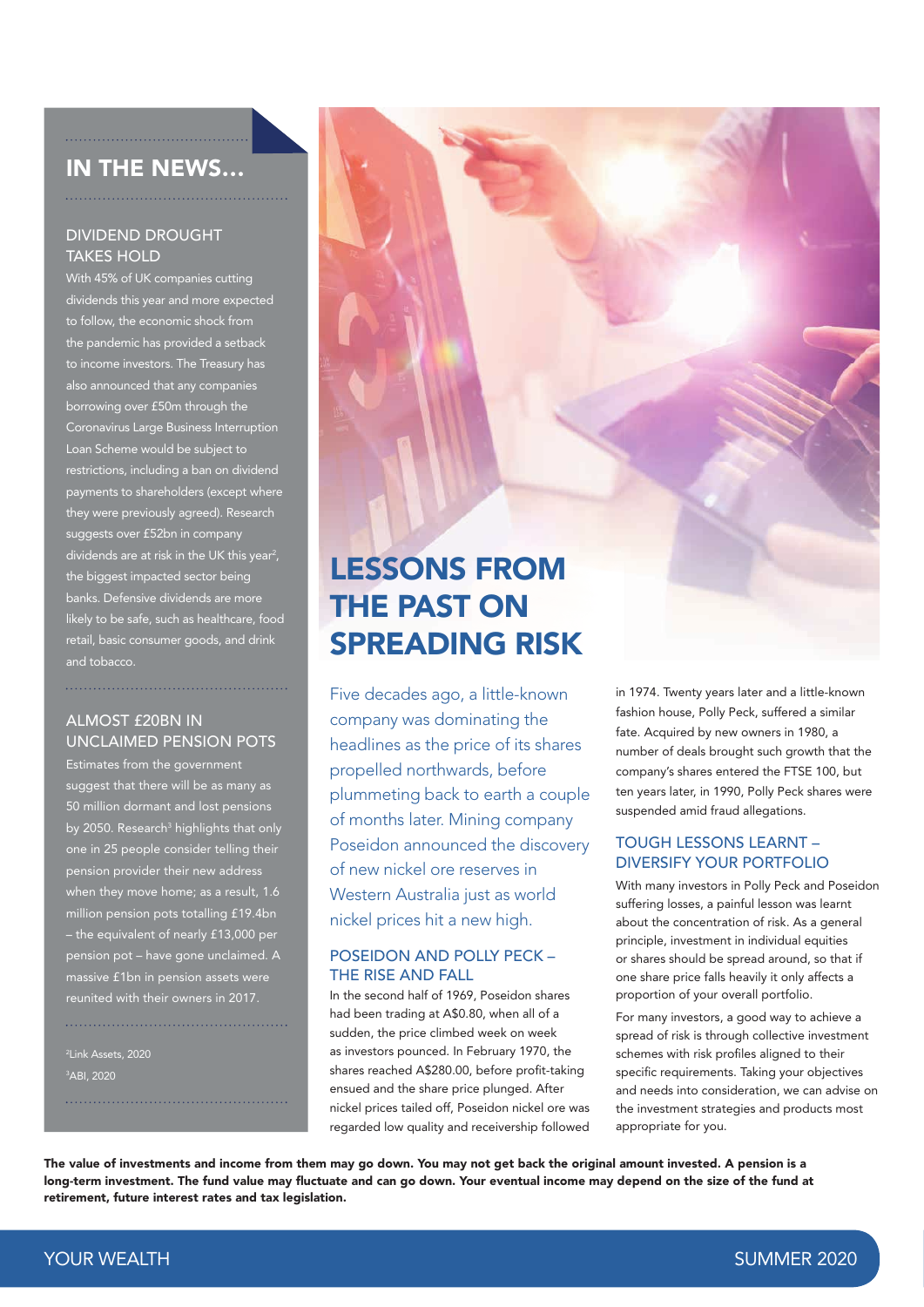## IN THE NEWS...

### DIVIDEND DROUGHT TAKES HOLD

With 45% of UK companies cutting dividends this year and more expected to follow, the economic shock from the pandemic has provided a setback to income investors. The Treasury has also announced that any companies borrowing over £50m through the Coronavirus Large Business Interruption Loan Scheme would be subject to restrictions, including a ban on dividend payments to shareholders (except where they were previously agreed). Research suggests over £52bn in company dividends are at risk in the UK this year[2], the biggest impacted sector being banks. Defensive dividends are more likely to be safe, such as healthcare, food retail, basic consumer goods, and drink and tobacco.

### ALMOST £20BN IN UNCLAIMED PENSION POTS

Estimates from the government suggest that there will be as many as 50 million dormant and lost pensions by 2050. Research[3] highlights that only one in 25 people consider telling their pension provider their new address when they move home; as a result, 1.6 million pension pots totalling £19.4bn – the equivalent of nearly £13,000 per pension pot – have gone unclaimed. A massive £1bn in pension assets were reunited with their owners in 2017.

[2]Link Assets, 2020
[3]ABI, 2020

# LESSONS FROM THE PAST ON SPREADING RISK

Five decades ago, a little-known company was dominating the headlines as the price of its shares propelled northwards, before plummeting back to earth a couple of months later. Mining company Poseidon announced the discovery of new nickel ore reserves in Western Australia just as world nickel prices hit a new high.

### POSEIDON AND POLLY PECK – THE RISE AND FALL

In the second half of 1969, Poseidon shares had been trading at A$0.80, when all of a sudden, the price climbed week on week as investors pounced. In February 1970, the shares reached A$280.00, before profit-taking ensued and the share price plunged. After nickel prices tailed off, Poseidon nickel ore was regarded low quality and receivership followed in 1974. Twenty years later and a little-known fashion house, Polly Peck, suffered a similar fate. Acquired by new owners in 1980, a number of deals brought such growth that the company's shares entered the FTSE 100, but ten years later, in 1990, Polly Peck shares were suspended amid fraud allegations.

### TOUGH LESSONS LEARNT – DIVERSIFY YOUR PORTFOLIO

With many investors in Polly Peck and Poseidon suffering losses, a painful lesson was learnt about the concentration of risk. As a general principle, investment in individual equities or shares should be spread around, so that if one share price falls heavily it only affects a proportion of your overall portfolio.

For many investors, a good way to achieve a spread of risk is through collective investment schemes with risk profiles aligned to their specific requirements. Taking your objectives and needs into consideration, we can advise on the investment strategies and products most appropriate for you.

**The value of investments and income from them may go down. You may not get back the original amount invested. A pension is a long-term investment. The fund value may fluctuate and can go down. Your eventual income may depend on the size of the fund at retirement, future interest rates and tax legislation.**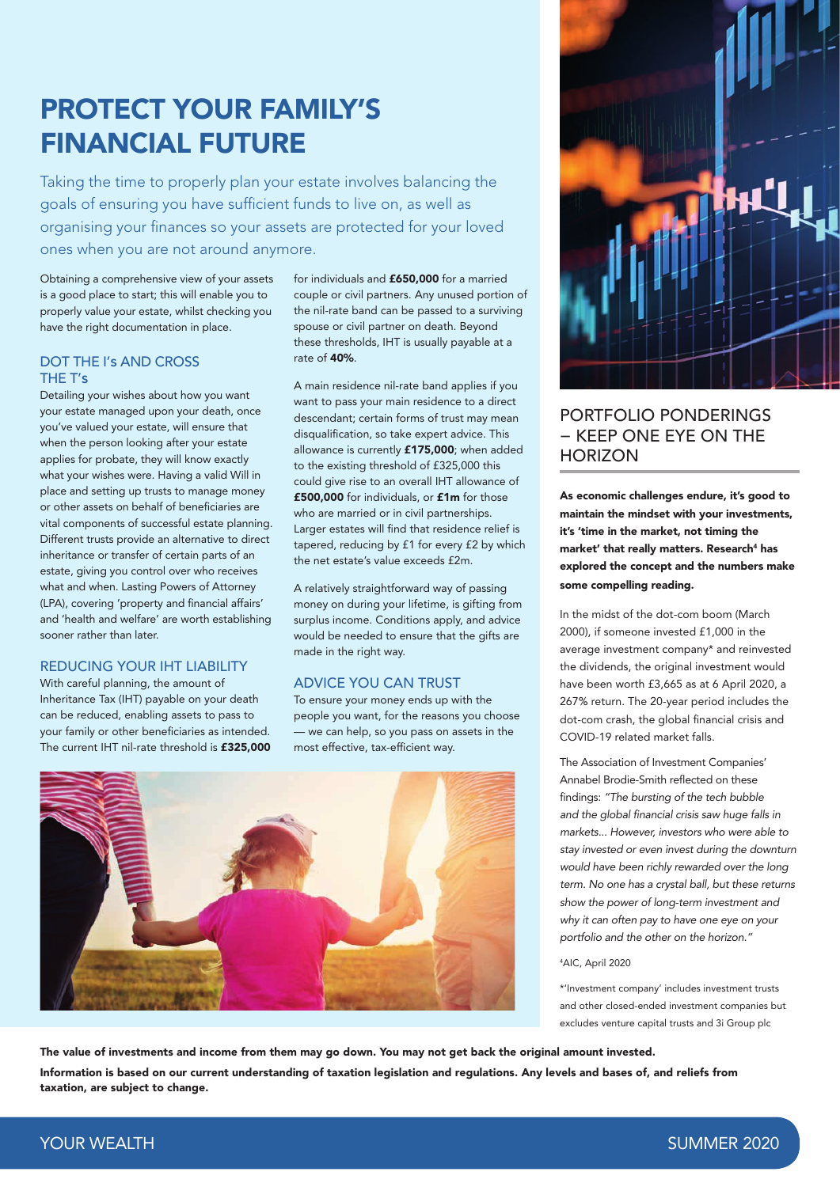# PROTECT YOUR FAMILY'S FINANCIAL FUTURE

Taking the time to properly plan your estate involves balancing the goals of ensuring you have sufficient funds to live on, as well as organising your finances so your assets are protected for your loved ones when you are not around anymore.

Obtaining a comprehensive view of your assets is a good place to start; this will enable you to properly value your estate, whilst checking you have the right documentation in place.

### DOT THE I's AND CROSS THE T's

Detailing your wishes about how you want your estate managed upon your death, once you've valued your estate, will ensure that when the person looking after your estate applies for probate, they will know exactly what your wishes were. Having a valid Will in place and setting up trusts to manage money or other assets on behalf of beneficiaries are vital components of successful estate planning. Different trusts provide an alternative to direct inheritance or transfer of certain parts of an estate, giving you control over who receives what and when. Lasting Powers of Attorney (LPA), covering 'property and financial affairs' and 'health and welfare' are worth establishing sooner rather than later.

### REDUCING YOUR IHT LIABILITY

With careful planning, the amount of Inheritance Tax (IHT) payable on your death can be reduced, enabling assets to pass to your family or other beneficiaries as intended. The current IHT nil-rate threshold is **£325,000** for individuals and **£650,000** for a married couple or civil partners. Any unused portion of the nil-rate band can be passed to a surviving spouse or civil partner on death. Beyond these thresholds, IHT is usually payable at a rate of **40%**.

A main residence nil-rate band applies if you want to pass your main residence to a direct descendant; certain forms of trust may mean disqualification, so take expert advice. This allowance is currently **£175,000**; when added to the existing threshold of £325,000 this could give rise to an overall IHT allowance of **£500,000** for individuals, or **£1m** for those who are married or in civil partnerships. Larger estates will find that residence relief is tapered, reducing by £1 for every £2 by which the net estate's value exceeds £2m.

A relatively straightforward way of passing money on during your lifetime, is gifting from surplus income. Conditions apply, and advice would be needed to ensure that the gifts are made in the right way.

### ADVICE YOU CAN TRUST

To ensure your money ends up with the people you want, for the reasons you choose — we can help, so you pass on assets in the most effective, tax-efficient way.

## PORTFOLIO PONDERINGS – KEEP ONE EYE ON THE HORIZON

**As economic challenges endure, it's good to maintain the mindset with your investments, it's 'time in the market, not timing the market' that really matters. Research[4] has explored the concept and the numbers make some compelling reading.**

In the midst of the dot-com boom (March 2000), if someone invested £1,000 in the average investment company* and reinvested the dividends, the original investment would have been worth £3,665 as at 6 April 2020, a 267% return. The 20-year period includes the dot-com crash, the global financial crisis and COVID-19 related market falls.

The Association of Investment Companies' Annabel Brodie-Smith reflected on these findings: *"The bursting of the tech bubble and the global financial crisis saw huge falls in markets... However, investors who were able to stay invested or even invest during the downturn would have been richly rewarded over the long term. No one has a crystal ball, but these returns show the power of long-term investment and why it can often pay to have one eye on your portfolio and the other on the horizon."*

[4]AIC, April 2020

*'Investment company' includes investment trusts and other closed-ended investment companies but excludes venture capital trusts and 3i Group plc

**The value of investments and income from them may go down. You may not get back the original amount invested.**

**Information is based on our current understanding of taxation legislation and regulations. Any levels and bases of, and reliefs from taxation, are subject to change.**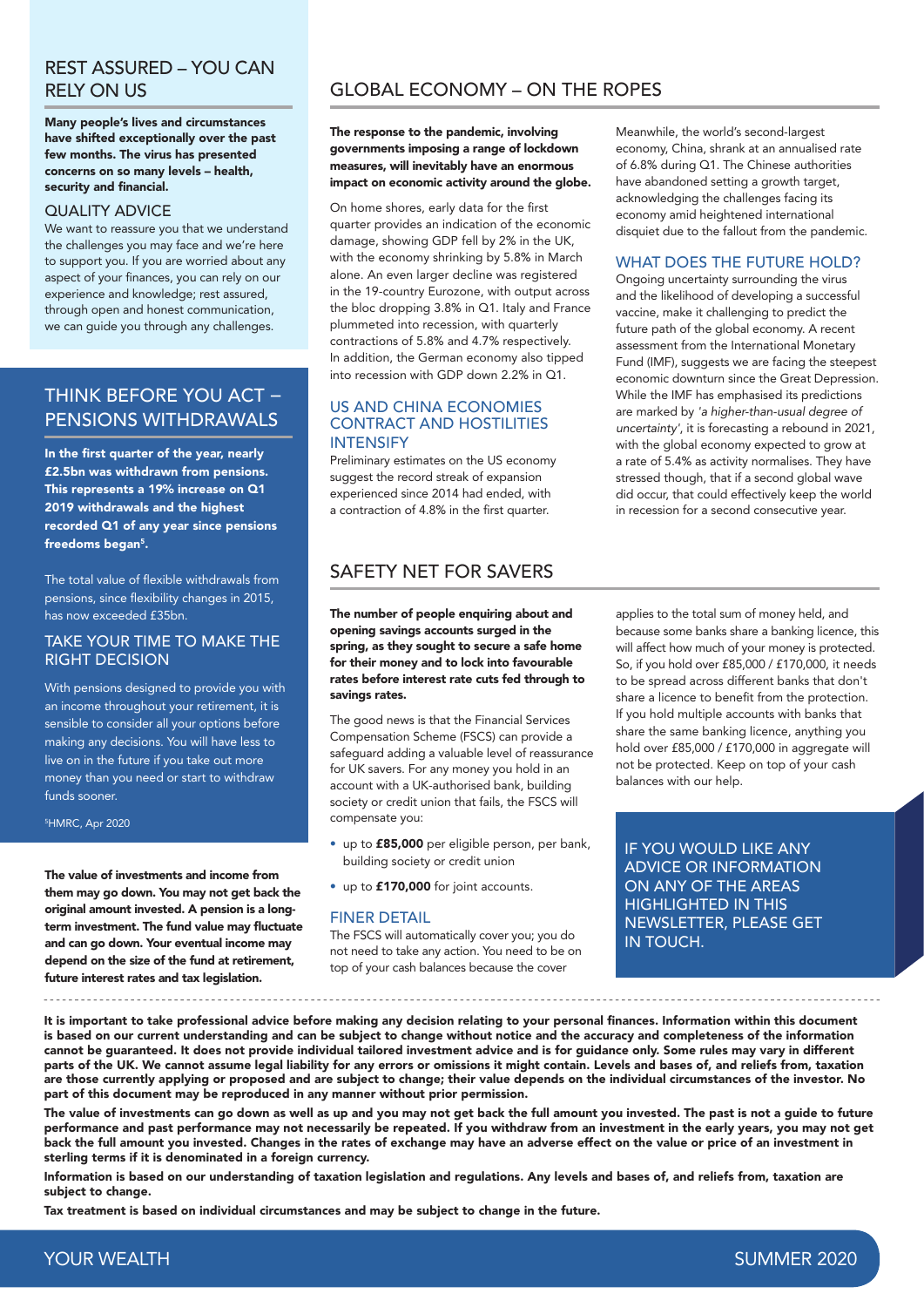## REST ASSURED – YOU CAN RELY ON US

**Many people's lives and circumstances have shifted exceptionally over the past few months. The virus has presented concerns on so many levels – health, security and financial.**

### QUALITY ADVICE

We want to reassure you that we understand the challenges you may face and we're here to support you. If you are worried about any aspect of your finances, you can rely on our experience and knowledge; rest assured, through open and honest communication, we can guide you through any challenges.

## THINK BEFORE YOU ACT – PENSIONS WITHDRAWALS

**In the first quarter of the year, nearly £2.5bn was withdrawn from pensions. This represents a 19% increase on Q1 2019 withdrawals and the highest recorded Q1 of any year since pensions freedoms began[5].**

The total value of flexible withdrawals from pensions, since flexibility changes in 2015, has now exceeded £35bn.

### TAKE YOUR TIME TO MAKE THE RIGHT DECISION

With pensions designed to provide you with an income throughout your retirement, it is sensible to consider all your options before making any decisions. You will have less to live on in the future if you take out more money than you need or start to withdraw funds sooner.

[5]HMRC, Apr 2020

**The value of investments and income from them may go down. You may not get back the original amount invested. A pension is a long-term investment. The fund value may fluctuate and can go down. Your eventual income may depend on the size of the fund at retirement, future interest rates and tax legislation.**

## GLOBAL ECONOMY – ON THE ROPES

**The response to the pandemic, involving governments imposing a range of lockdown measures, will inevitably have an enormous impact on economic activity around the globe.**

On home shores, early data for the first quarter provides an indication of the economic damage, showing GDP fell by 2% in the UK, with the economy shrinking by 5.8% in March alone. An even larger decline was registered in the 19-country Eurozone, with output across the bloc dropping 3.8% in Q1. Italy and France plummeted into recession, with quarterly contractions of 5.8% and 4.7% respectively. In addition, the German economy also tipped into recession with GDP down 2.2% in Q1.

### US AND CHINA ECONOMIES CONTRACT AND HOSTILITIES INTENSIFY

Preliminary estimates on the US economy suggest the record streak of expansion experienced since 2014 had ended, with a contraction of 4.8% in the first quarter.

Meanwhile, the world's second-largest economy, China, shrank at an annualised rate of 6.8% during Q1. The Chinese authorities have abandoned setting a growth target, acknowledging the challenges facing its economy amid heightened international disquiet due to the fallout from the pandemic.

### WHAT DOES THE FUTURE HOLD?

Ongoing uncertainty surrounding the virus and the likelihood of developing a successful vaccine, make it challenging to predict the future path of the global economy. A recent assessment from the International Monetary Fund (IMF), suggests we are facing the steepest economic downturn since the Great Depression. While the IMF has emphasised its predictions are marked by *'a higher-than-usual degree of uncertainty'*, it is forecasting a rebound in 2021, with the global economy expected to grow at a rate of 5.4% as activity normalises. They have stressed though, that if a second global wave did occur, that could effectively keep the world in recession for a second consecutive year.

## SAFETY NET FOR SAVERS

**The number of people enquiring about and opening savings accounts surged in the spring, as they sought to secure a safe home for their money and to lock into favourable rates before interest rate cuts fed through to savings rates.**

The good news is that the Financial Services Compensation Scheme (FSCS) can provide a safeguard adding a valuable level of reassurance for UK savers. For any money you hold in an account with a UK-authorised bank, building society or credit union that fails, the FSCS will compensate you:

- up to **£85,000** per eligible person, per bank, building society or credit union
- up to **£170,000** for joint accounts.

### FINER DETAIL

The FSCS will automatically cover you; you do not need to take any action. You need to be on top of your cash balances because the cover applies to the total sum of money held, and because some banks share a banking licence, this will affect how much of your money is protected. So, if you hold over £85,000 / £170,000, it needs to be spread across different banks that don't share a licence to benefit from the protection. If you hold multiple accounts with banks that share the same banking licence, anything you hold over £85,000 / £170,000 in aggregate will not be protected. Keep on top of your cash balances with our help.

IF YOU WOULD LIKE ANY ADVICE OR INFORMATION ON ANY OF THE AREAS HIGHLIGHTED IN THIS NEWSLETTER, PLEASE GET IN TOUCH.

**It is important to take professional advice before making any decision relating to your personal finances. Information within this document is based on our current understanding and can be subject to change without notice and the accuracy and completeness of the information cannot be guaranteed. It does not provide individual tailored investment advice and is for guidance only. Some rules may vary in different parts of the UK. We cannot assume legal liability for any errors or omissions it might contain. Levels and bases of, and reliefs from, taxation are those currently applying or proposed and are subject to change; their value depends on the individual circumstances of the investor. No part of this document may be reproduced in any manner without prior permission.**

**The value of investments can go down as well as up and you may not get back the full amount you invested. The past is not a guide to future performance and past performance may not necessarily be repeated. If you withdraw from an investment in the early years, you may not get back the full amount you invested. Changes in the rates of exchange may have an adverse effect on the value or price of an investment in sterling terms if it is denominated in a foreign currency.**

**Information is based on our understanding of taxation legislation and regulations. Any levels and bases of, and reliefs from, taxation are subject to change.**

**Tax treatment is based on individual circumstances and may be subject to change in the future.**